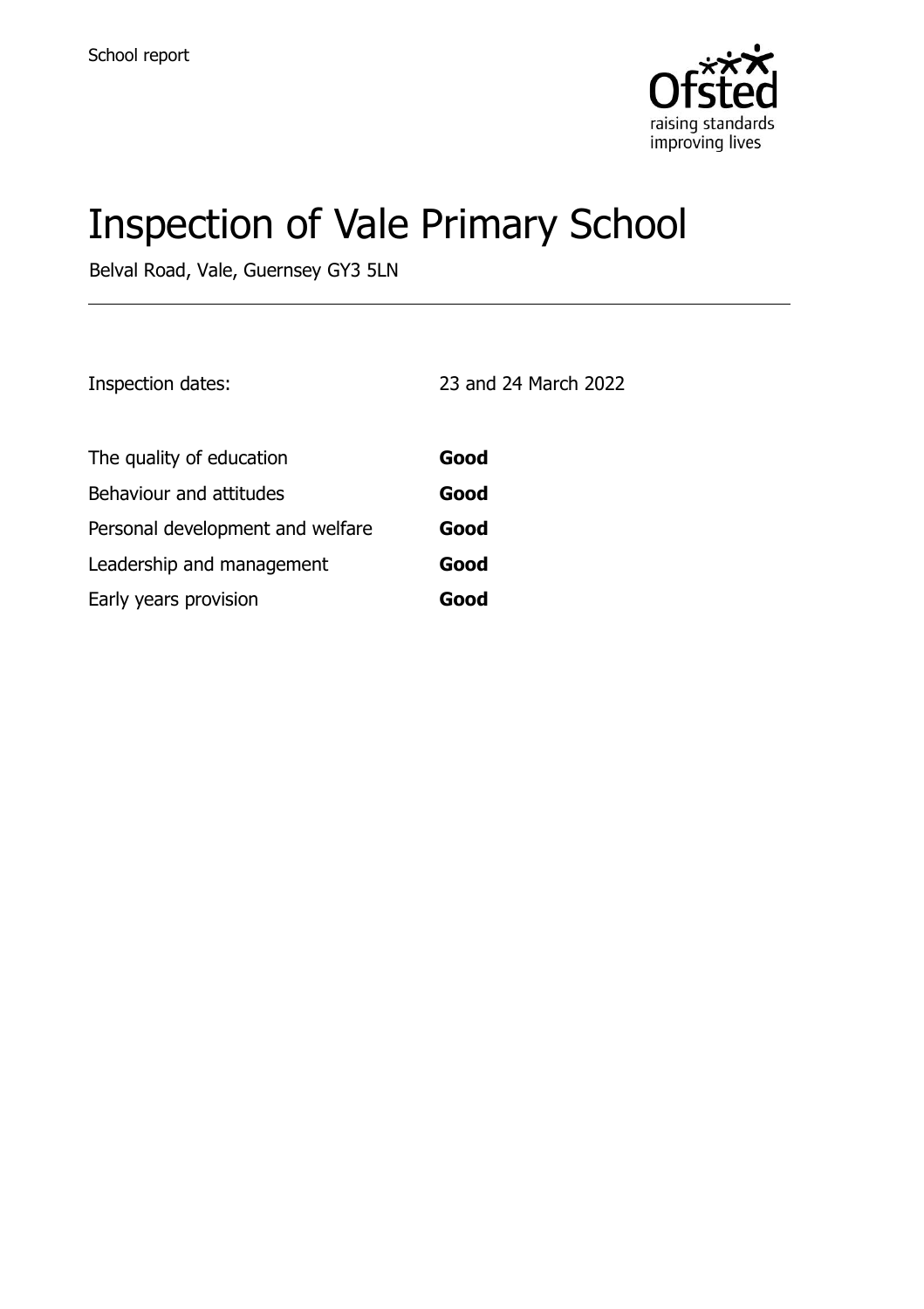School report

# Inspection of Vale Primary School

Belval Road, Vale, Guernsey GY3 5LN

| | |
|---|---|
| Inspection dates: | 23 and 24 March 2022 |
| The quality of education | **Good** |
| Behaviour and attitudes | **Good** |
| Personal development and welfare | **Good** |
| Leadership and management | **Good** |
| Early years provision | **Good** |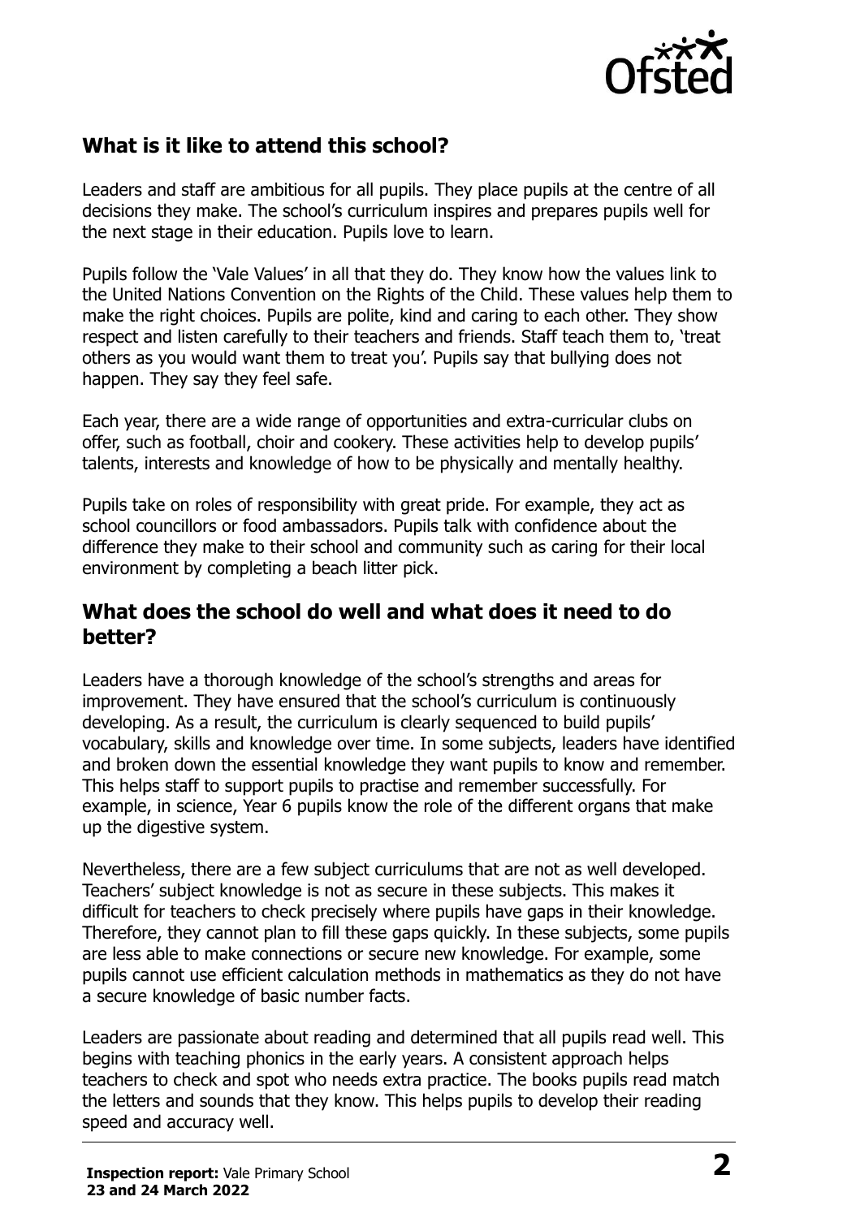## What is it like to attend this school?

Leaders and staff are ambitious for all pupils. They place pupils at the centre of all decisions they make. The school's curriculum inspires and prepares pupils well for the next stage in their education. Pupils love to learn.

Pupils follow the 'Vale Values' in all that they do. They know how the values link to the United Nations Convention on the Rights of the Child. These values help them to make the right choices. Pupils are polite, kind and caring to each other. They show respect and listen carefully to their teachers and friends. Staff teach them to, 'treat others as you would want them to treat you'. Pupils say that bullying does not happen. They say they feel safe.

Each year, there are a wide range of opportunities and extra-curricular clubs on offer, such as football, choir and cookery. These activities help to develop pupils' talents, interests and knowledge of how to be physically and mentally healthy.

Pupils take on roles of responsibility with great pride. For example, they act as school councillors or food ambassadors. Pupils talk with confidence about the difference they make to their school and community such as caring for their local environment by completing a beach litter pick.

## What does the school do well and what does it need to do better?

Leaders have a thorough knowledge of the school's strengths and areas for improvement. They have ensured that the school's curriculum is continuously developing. As a result, the curriculum is clearly sequenced to build pupils' vocabulary, skills and knowledge over time. In some subjects, leaders have identified and broken down the essential knowledge they want pupils to know and remember. This helps staff to support pupils to practise and remember successfully. For example, in science, Year 6 pupils know the role of the different organs that make up the digestive system.

Nevertheless, there are a few subject curriculums that are not as well developed. Teachers' subject knowledge is not as secure in these subjects. This makes it difficult for teachers to check precisely where pupils have gaps in their knowledge. Therefore, they cannot plan to fill these gaps quickly. In these subjects, some pupils are less able to make connections or secure new knowledge. For example, some pupils cannot use efficient calculation methods in mathematics as they do not have a secure knowledge of basic number facts.

Leaders are passionate about reading and determined that all pupils read well. This begins with teaching phonics in the early years. A consistent approach helps teachers to check and spot who needs extra practice. The books pupils read match the letters and sounds that they know. This helps pupils to develop their reading speed and accuracy well.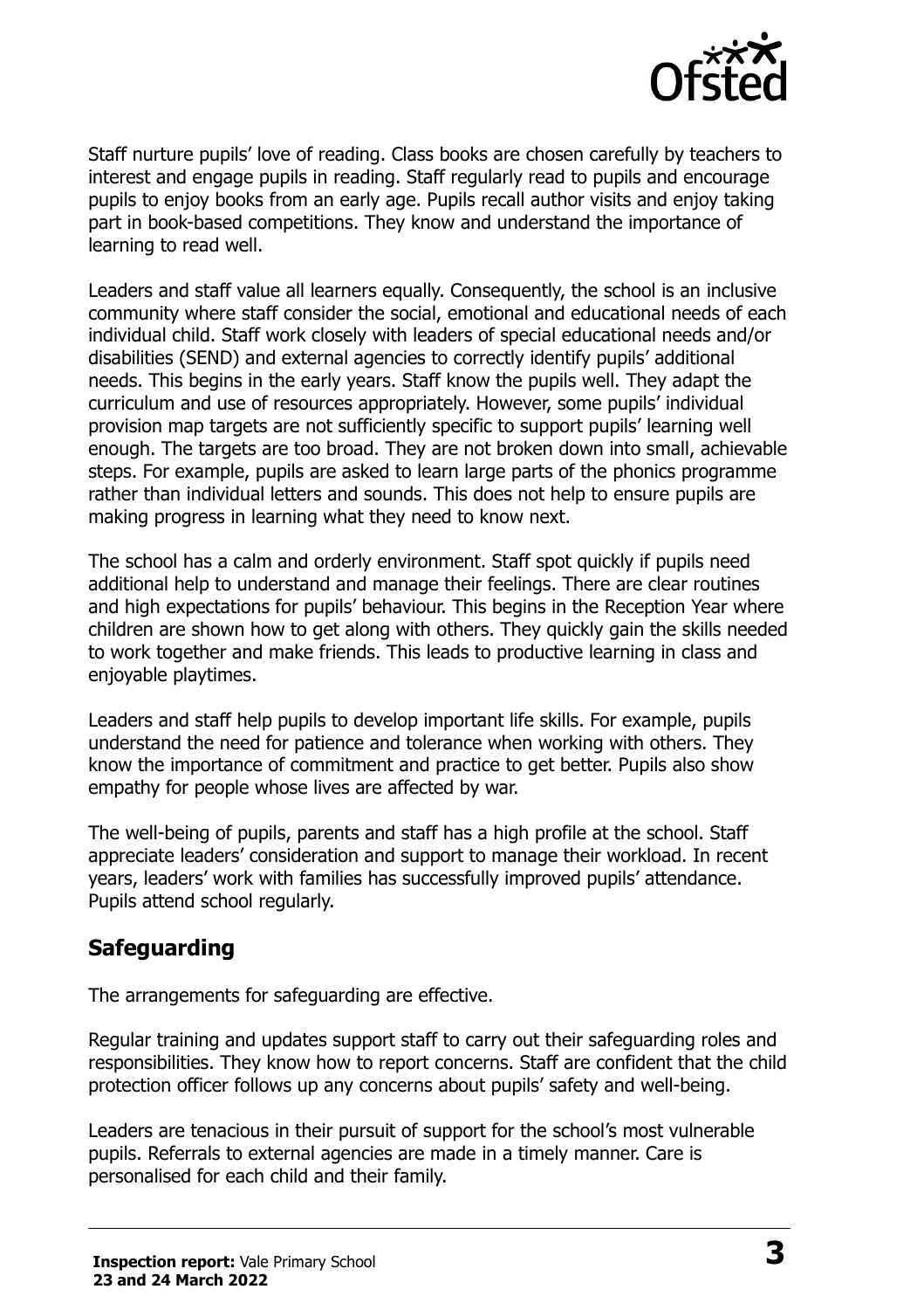Staff nurture pupils' love of reading. Class books are chosen carefully by teachers to interest and engage pupils in reading. Staff regularly read to pupils and encourage pupils to enjoy books from an early age. Pupils recall author visits and enjoy taking part in book-based competitions. They know and understand the importance of learning to read well.

Leaders and staff value all learners equally. Consequently, the school is an inclusive community where staff consider the social, emotional and educational needs of each individual child. Staff work closely with leaders of special educational needs and/or disabilities (SEND) and external agencies to correctly identify pupils' additional needs. This begins in the early years. Staff know the pupils well. They adapt the curriculum and use of resources appropriately. However, some pupils' individual provision map targets are not sufficiently specific to support pupils' learning well enough. The targets are too broad. They are not broken down into small, achievable steps. For example, pupils are asked to learn large parts of the phonics programme rather than individual letters and sounds. This does not help to ensure pupils are making progress in learning what they need to know next.

The school has a calm and orderly environment. Staff spot quickly if pupils need additional help to understand and manage their feelings. There are clear routines and high expectations for pupils' behaviour. This begins in the Reception Year where children are shown how to get along with others. They quickly gain the skills needed to work together and make friends. This leads to productive learning in class and enjoyable playtimes.

Leaders and staff help pupils to develop important life skills. For example, pupils understand the need for patience and tolerance when working with others. They know the importance of commitment and practice to get better. Pupils also show empathy for people whose lives are affected by war.

The well-being of pupils, parents and staff has a high profile at the school. Staff appreciate leaders' consideration and support to manage their workload. In recent years, leaders' work with families has successfully improved pupils' attendance. Pupils attend school regularly.

## Safeguarding

The arrangements for safeguarding are effective.

Regular training and updates support staff to carry out their safeguarding roles and responsibilities. They know how to report concerns. Staff are confident that the child protection officer follows up any concerns about pupils' safety and well-being.

Leaders are tenacious in their pursuit of support for the school's most vulnerable pupils. Referrals to external agencies are made in a timely manner. Care is personalised for each child and their family.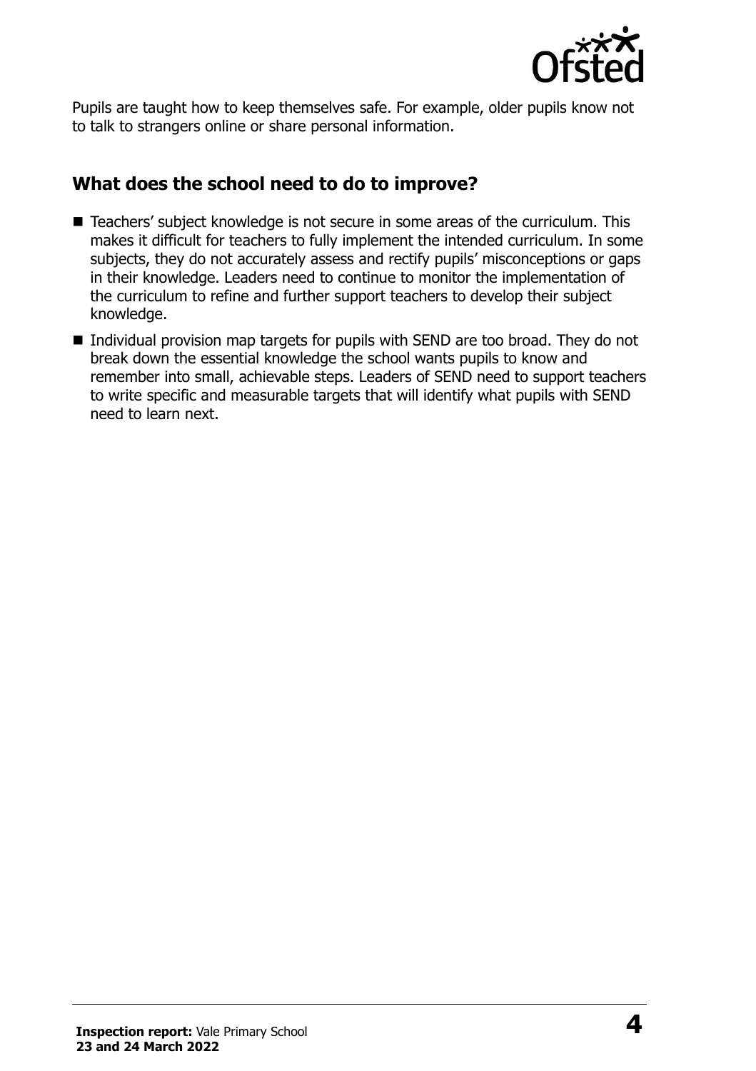Pupils are taught how to keep themselves safe. For example, older pupils know not to talk to strangers online or share personal information.

## What does the school need to do to improve?

- Teachers' subject knowledge is not secure in some areas of the curriculum. This makes it difficult for teachers to fully implement the intended curriculum. In some subjects, they do not accurately assess and rectify pupils' misconceptions or gaps in their knowledge. Leaders need to continue to monitor the implementation of the curriculum to refine and further support teachers to develop their subject knowledge.
- Individual provision map targets for pupils with SEND are too broad. They do not break down the essential knowledge the school wants pupils to know and remember into small, achievable steps. Leaders of SEND need to support teachers to write specific and measurable targets that will identify what pupils with SEND need to learn next.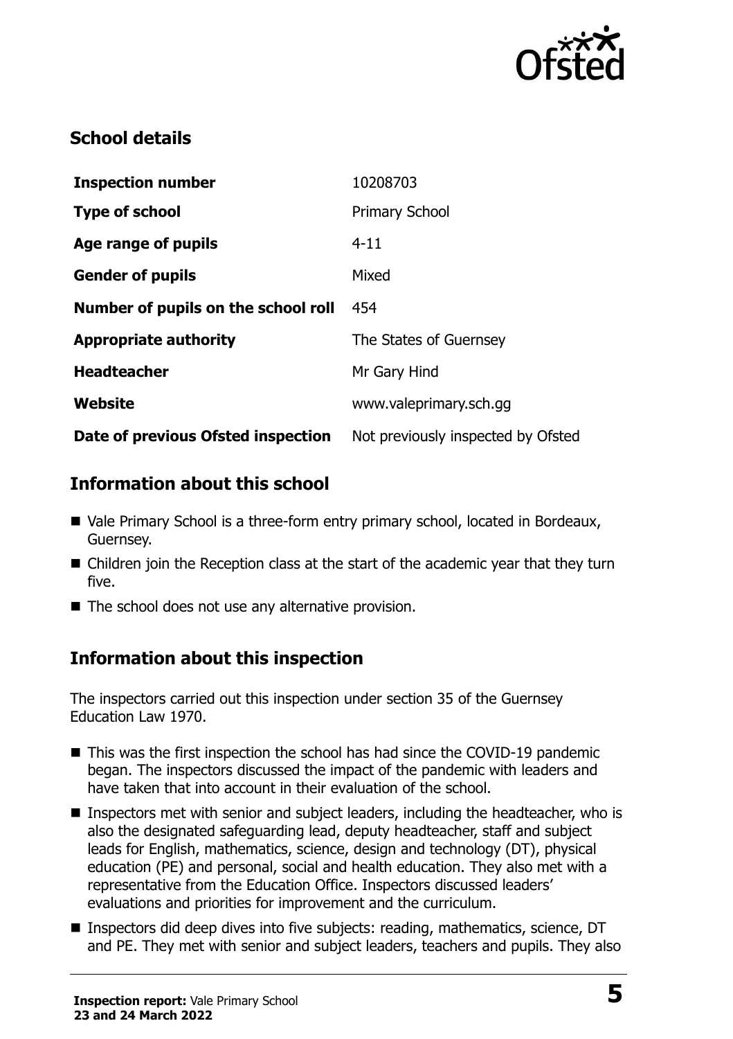## School details

| | |
|---|---|
| **Inspection number** | 10208703 |
| **Type of school** | Primary School |
| **Age range of pupils** | 4-11 |
| **Gender of pupils** | Mixed |
| **Number of pupils on the school roll** | 454 |
| **Appropriate authority** | The States of Guernsey |
| **Headteacher** | Mr Gary Hind |
| **Website** | www.valeprimary.sch.gg |
| **Date of previous Ofsted inspection** | Not previously inspected by Ofsted |

## Information about this school

- Vale Primary School is a three-form entry primary school, located in Bordeaux, Guernsey.
- Children join the Reception class at the start of the academic year that they turn five.
- The school does not use any alternative provision.

## Information about this inspection

The inspectors carried out this inspection under section 35 of the Guernsey Education Law 1970.

- This was the first inspection the school has had since the COVID-19 pandemic began. The inspectors discussed the impact of the pandemic with leaders and have taken that into account in their evaluation of the school.
- Inspectors met with senior and subject leaders, including the headteacher, who is also the designated safeguarding lead, deputy headteacher, staff and subject leads for English, mathematics, science, design and technology (DT), physical education (PE) and personal, social and health education. They also met with a representative from the Education Office. Inspectors discussed leaders' evaluations and priorities for improvement and the curriculum.
- Inspectors did deep dives into five subjects: reading, mathematics, science, DT and PE. They met with senior and subject leaders, teachers and pupils. They also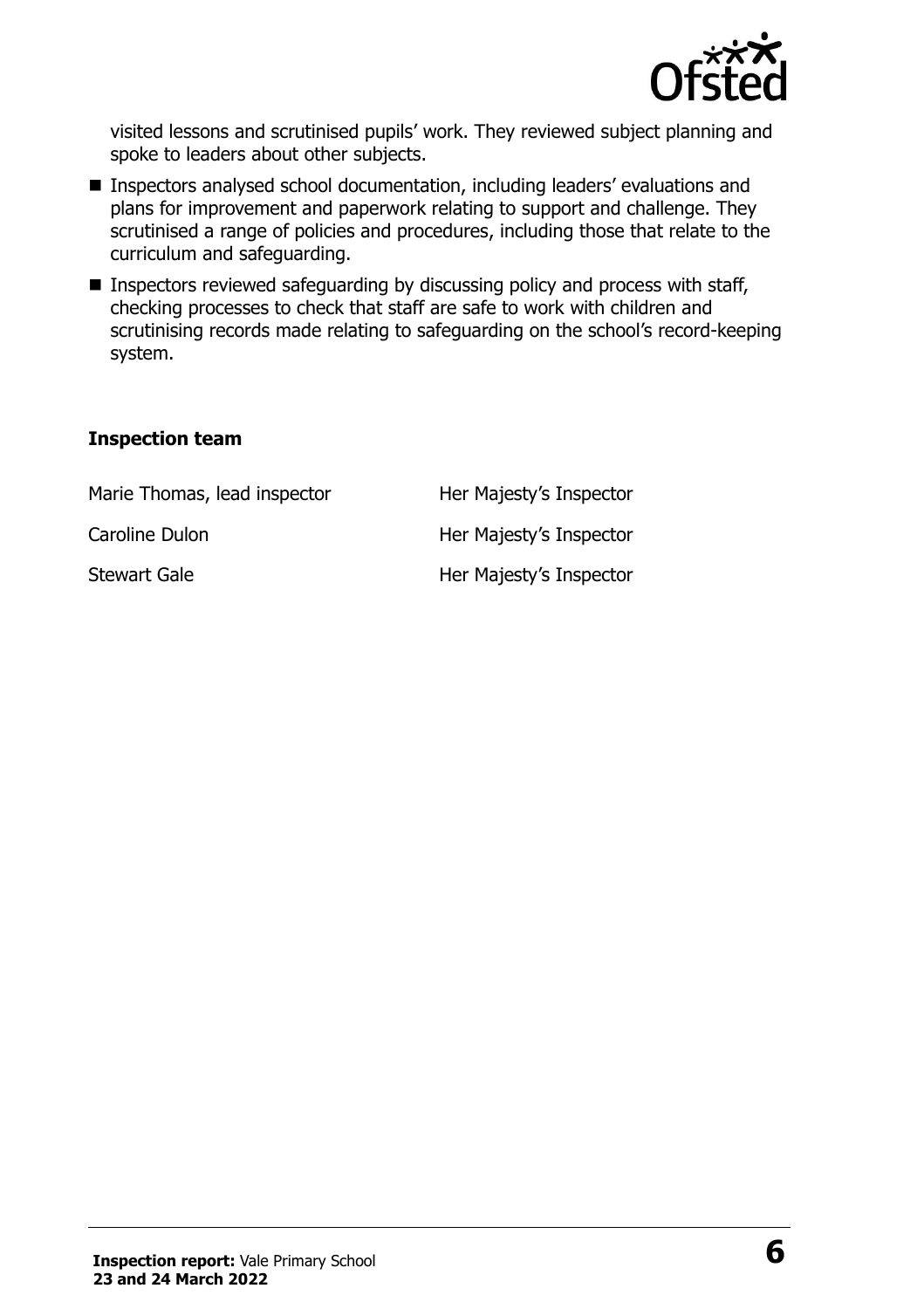visited lessons and scrutinised pupils' work. They reviewed subject planning and spoke to leaders about other subjects.

- Inspectors analysed school documentation, including leaders' evaluations and plans for improvement and paperwork relating to support and challenge. They scrutinised a range of policies and procedures, including those that relate to the curriculum and safeguarding.
- Inspectors reviewed safeguarding by discussing policy and process with staff, checking processes to check that staff are safe to work with children and scrutinising records made relating to safeguarding on the school's record-keeping system.

### Inspection team

| | |
|---|---|
| Marie Thomas, lead inspector | Her Majesty's Inspector |
| Caroline Dulon | Her Majesty's Inspector |
| Stewart Gale | Her Majesty's Inspector |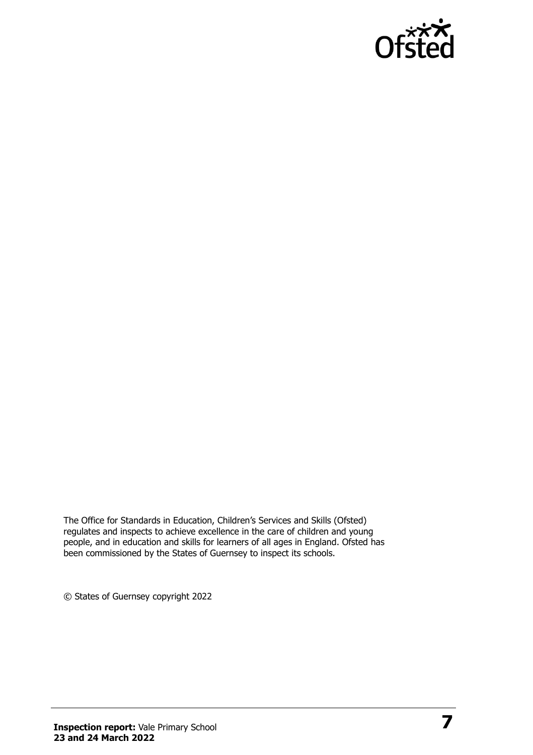The Office for Standards in Education, Children's Services and Skills (Ofsted) regulates and inspects to achieve excellence in the care of children and young people, and in education and skills for learners of all ages in England. Ofsted has been commissioned by the States of Guernsey to inspect its schools.

© States of Guernsey copyright 2022